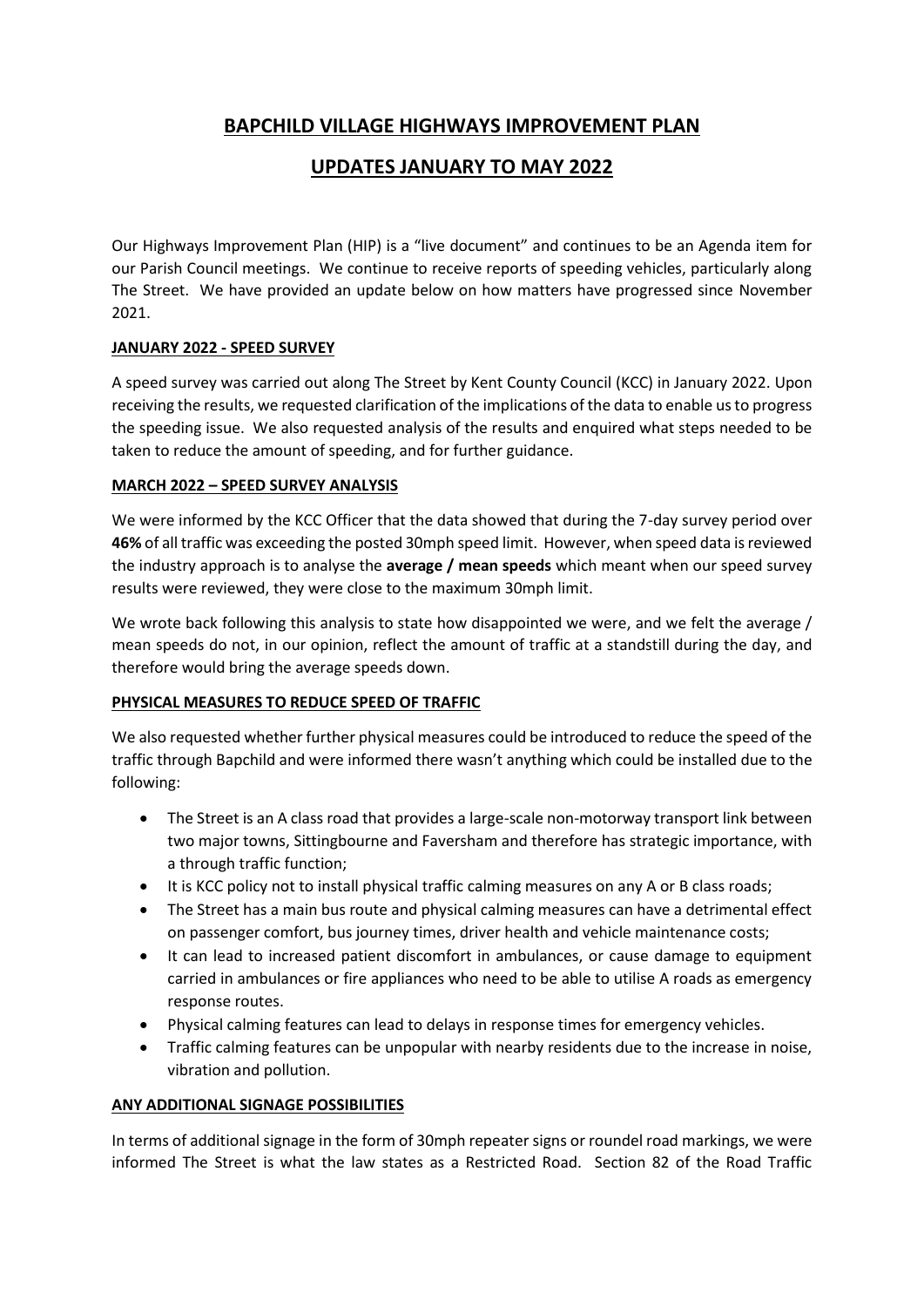# BAPCHILD VILLAGE HIGHWAYS IMPROVEMENT PLAN

# UPDATES JANUARY TO MAY 2022

Our Highways Improvement Plan (HIP) is a "live document" and continues to be an Agenda item for our Parish Council meetings. We continue to receive reports of speeding vehicles, particularly along The Street. We have provided an update below on how matters have progressed since November 2021.

## JANUARY 2022 - SPEED SURVEY

A speed survey was carried out along The Street by Kent County Council (KCC) in January 2022. Upon receiving the results, we requested clarification of the implications of the data to enable us to progress the speeding issue. We also requested analysis of the results and enquired what steps needed to be taken to reduce the amount of speeding, and for further guidance.

## MARCH 2022 – SPEED SURVEY ANALYSIS

We were informed by the KCC Officer that the data showed that during the 7-day survey period over **46%** of all traffic was exceeding the posted 30mph speed limit. However, when speed data is reviewed the industry approach is to analyse the **average / mean speeds** which meant when our speed survey results were reviewed, they were close to the maximum 30mph limit.

We wrote back following this analysis to state how disappointed we were, and we felt the average / mean speeds do not, in our opinion, reflect the amount of traffic at a standstill during the day, and therefore would bring the average speeds down.

## PHYSICAL MEASURES TO REDUCE SPEED OF TRAFFIC

We also requested whether further physical measures could be introduced to reduce the speed of the traffic through Bapchild and were informed there wasn't anything which could be installed due to the following:

- The Street is an A class road that provides a large-scale non-motorway transport link between two major towns, Sittingbourne and Faversham and therefore has strategic importance, with a through traffic function;
- It is KCC policy not to install physical traffic calming measures on any A or B class roads;
- The Street has a main bus route and physical calming measures can have a detrimental effect on passenger comfort, bus journey times, driver health and vehicle maintenance costs;
- It can lead to increased patient discomfort in ambulances, or cause damage to equipment carried in ambulances or fire appliances who need to be able to utilise A roads as emergency response routes.
- Physical calming features can lead to delays in response times for emergency vehicles.
- Traffic calming features can be unpopular with nearby residents due to the increase in noise, vibration and pollution.

## ANY ADDITIONAL SIGNAGE POSSIBILITIES

In terms of additional signage in the form of 30mph repeater signs or roundel road markings, we were informed The Street is what the law states as a Restricted Road. Section 82 of the Road Traffic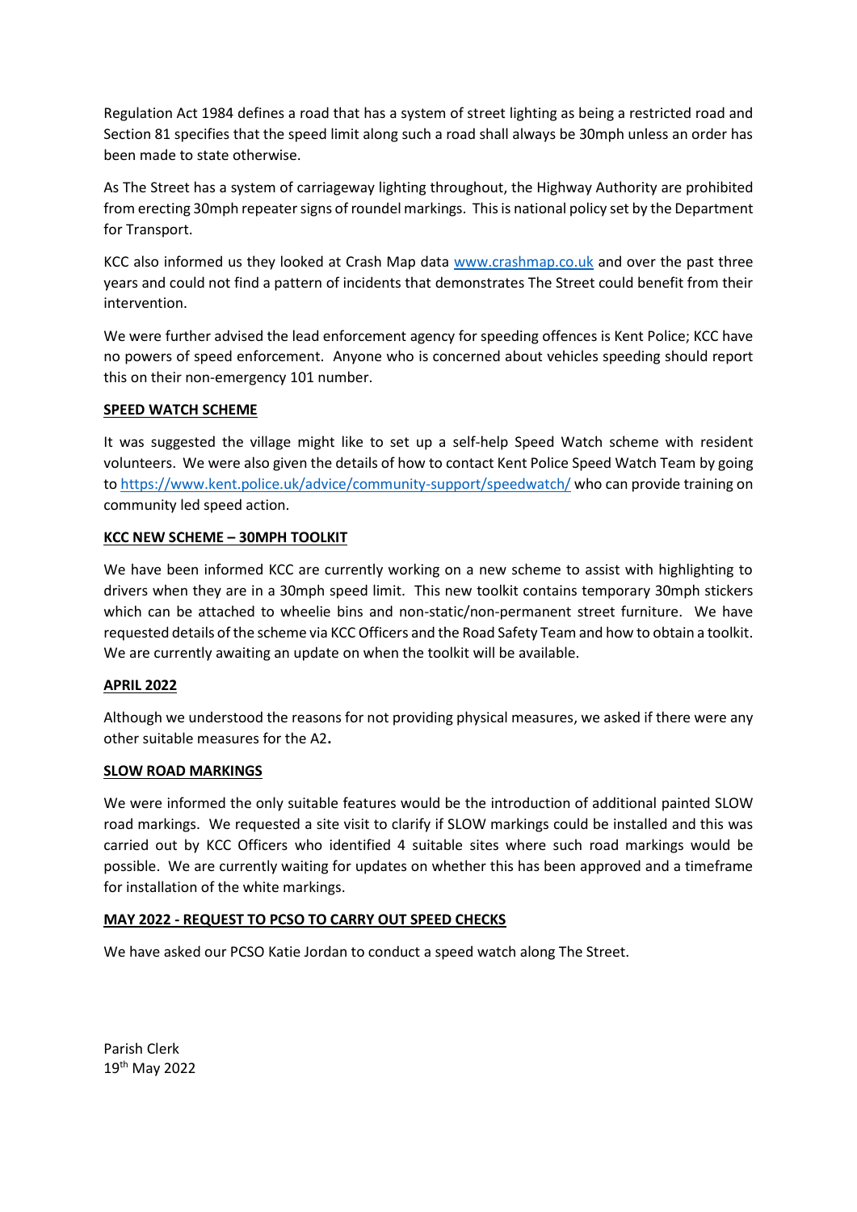Regulation Act 1984 defines a road that has a system of street lighting as being a restricted road and Section 81 specifies that the speed limit along such a road shall always be 30mph unless an order has been made to state otherwise.

As The Street has a system of carriageway lighting throughout, the Highway Authority are prohibited from erecting 30mph repeater signs of roundel markings. This is national policy set by the Department for Transport.

KCC also informed us they looked at Crash Map data [www.crashmap.co.uk](http://www.crashmap.co.uk) and over the past three years and could not find a pattern of incidents that demonstrates The Street could benefit from their intervention.

We were further advised the lead enforcement agency for speeding offences is Kent Police; KCC have no powers of speed enforcement. Anyone who is concerned about vehicles speeding should report this on their non-emergency 101 number.

**SPEED WATCH SCHEME**

It was suggested the village might like to set up a self-help Speed Watch scheme with resident volunteers. We were also given the details of how to contact Kent Police Speed Watch Team by going to [https://www.kent.police.uk/advice/community-support/speedwatch/](https://www.kent.police.uk/advice/community-support/speedwatch/) who can provide training on community led speed action.

**KCC NEW SCHEME – 30MPH TOOLKIT**

We have been informed KCC are currently working on a new scheme to assist with highlighting to drivers when they are in a 30mph speed limit. This new toolkit contains temporary 30mph stickers which can be attached to wheelie bins and non-static/non-permanent street furniture. We have requested details of the scheme via KCC Officers and the Road Safety Team and how to obtain a toolkit. We are currently awaiting an update on when the toolkit will be available.

**APRIL 2022**

Although we understood the reasons for not providing physical measures, we asked if there were any other suitable measures for the A2**.**

**SLOW ROAD MARKINGS**

We were informed the only suitable features would be the introduction of additional painted SLOW road markings. We requested a site visit to clarify if SLOW markings could be installed and this was carried out by KCC Officers who identified 4 suitable sites where such road markings would be possible. We are currently waiting for updates on whether this has been approved and a timeframe for installation of the white markings.

**MAY 2022 - REQUEST TO PCSO TO CARRY OUT SPEED CHECKS**

We have asked our PCSO Katie Jordan to conduct a speed watch along The Street.

Parish Clerk
19th May 2022